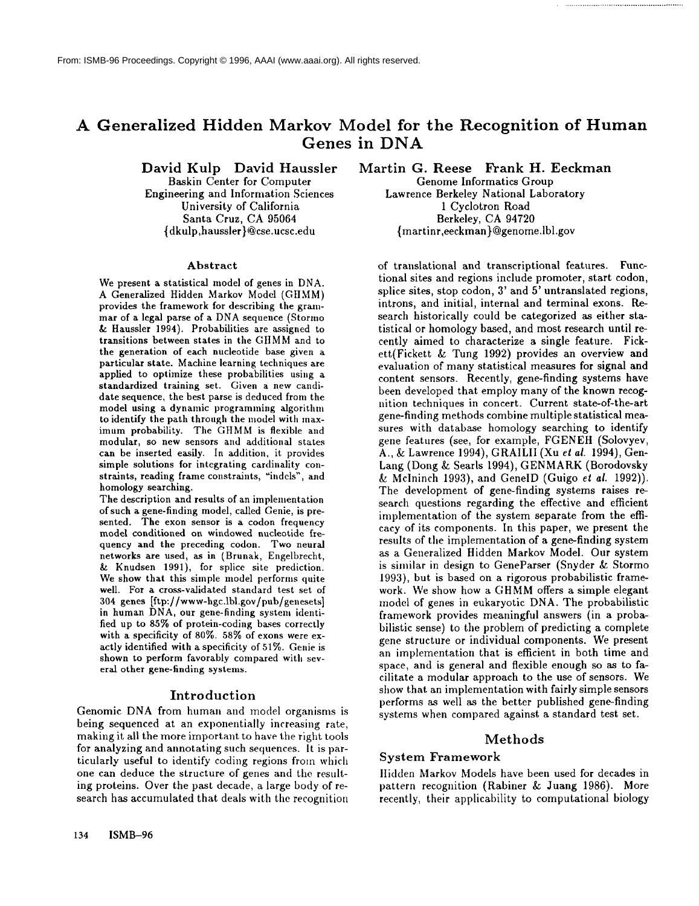From: ISMB-96 Proceedings. Copyright © 1996, AAAI (www.aaai.org). All rights reserved.

# A Generalized Hidden Markov Model for the Recognition of Human Genes in DNA

**David Kulp David Haussler**
Baskin Center for Computer Engineering and Information Sciences
University of California
Santa Cruz, CA 95064
{dkulp,haussler}@cse.ucsc.edu

**Martin G. Reese Frank H. Eeckman**
Genome Informatics Group
Lawrence Berkeley National Laboratory
1 Cyclotron Road
Berkeley, CA 94720
{martinr,eeckman}@genome.lbl.gov

## Abstract

We present a statistical model of genes in DNA. A Generalized Hidden Markov Model (GHMM) provides the framework for describing the grammar of a legal parse of a DNA sequence (Stormo & Haussler 1994). Probabilities are assigned to transitions between states in the GHMM and to the generation of each nucleotide base given a particular state. Machine learning techniques are applied to optimize these probabilities using a standardized training set. Given a new candidate sequence, the best parse is deduced from the model using a dynamic programming algorithm to identify the path through the model with maximum probability. The GHMM is flexible and modular, so new sensors and additional states can be inserted easily. In addition, it provides simple solutions for integrating cardinality constraints, reading frame constraints, "indels", and homology searching.

The description and results of an implementation of such a gene-finding model, called Genie, is presented. The exon sensor is a codon frequency model conditioned on windowed nucleotide frequency and the preceding codon. Two neural networks are used, as in (Brunak, Engelbrecht, & Knudsen 1991), for splice site prediction. We show that this simple model performs quite well. For a cross-validated standard test set of 304 genes [ftp://www-hgc.lbl.gov/pub/genesets] in human DNA, our gene-finding system identified up to 85% of protein-coding bases correctly with a specificity of 80%. 58% of exons were exactly identified with a specificity of 51%. Genie is shown to perform favorably compared with several other gene-finding systems.

## Introduction

Genomic DNA from human and model organisms is being sequenced at an exponentially increasing rate, making it all the more important to have the right tools for analyzing and annotating such sequences. It is particularly useful to identify coding regions from which one can deduce the structure of genes and the resulting proteins. Over the past decade, a large body of research has accumulated that deals with the recognition of translational and transcriptional features. Functional sites and regions include promoter, start codon, splice sites, stop codon, 3' and 5' untranslated regions, introns, and initial, internal and terminal exons. Research historically could be categorized as either statistical or homology based, and most research until recently aimed to characterize a single feature. Fickett(Fickett & Tung 1992) provides an overview and evaluation of many statistical measures for signal and content sensors. Recently, gene-finding systems have been developed that employ many of the known recognition techniques in concert. Current state-of-the-art gene-finding methods combine multiple statistical measures with database homology searching to identify gene features (see, for example, FGENEH (Solovyev, A., & Lawrence 1994), GRAILII (Xu *et al.* 1994), GenLang (Dong & Searls 1994), GENMARK (Borodovsky & McIninch 1993), and GeneID (Guigo *et al.* 1992)). The development of gene-finding systems raises research questions regarding the effective and efficient implementation of the system separate from the efficacy of its components. In this paper, we present the results of the implementation of a gene-finding system as a Generalized Hidden Markov Model. Our system is similar in design to GeneParser (Snyder & Stormo 1993), but is based on a rigorous probabilistic framework. We show how a GHMM offers a simple elegant model of genes in eukaryotic DNA. The probabilistic framework provides meaningful answers (in a probabilistic sense) to the problem of predicting a complete gene structure or individual components. We present an implementation that is efficient in both time and space, and is general and flexible enough so as to facilitate a modular approach to the use of sensors. We show that an implementation with fairly simple sensors performs as well as the better published gene-finding systems when compared against a standard test set.

## Methods

### System Framework

Hidden Markov Models have been used for decades in pattern recognition (Rabiner & Juang 1986). More recently, their applicability to computational biology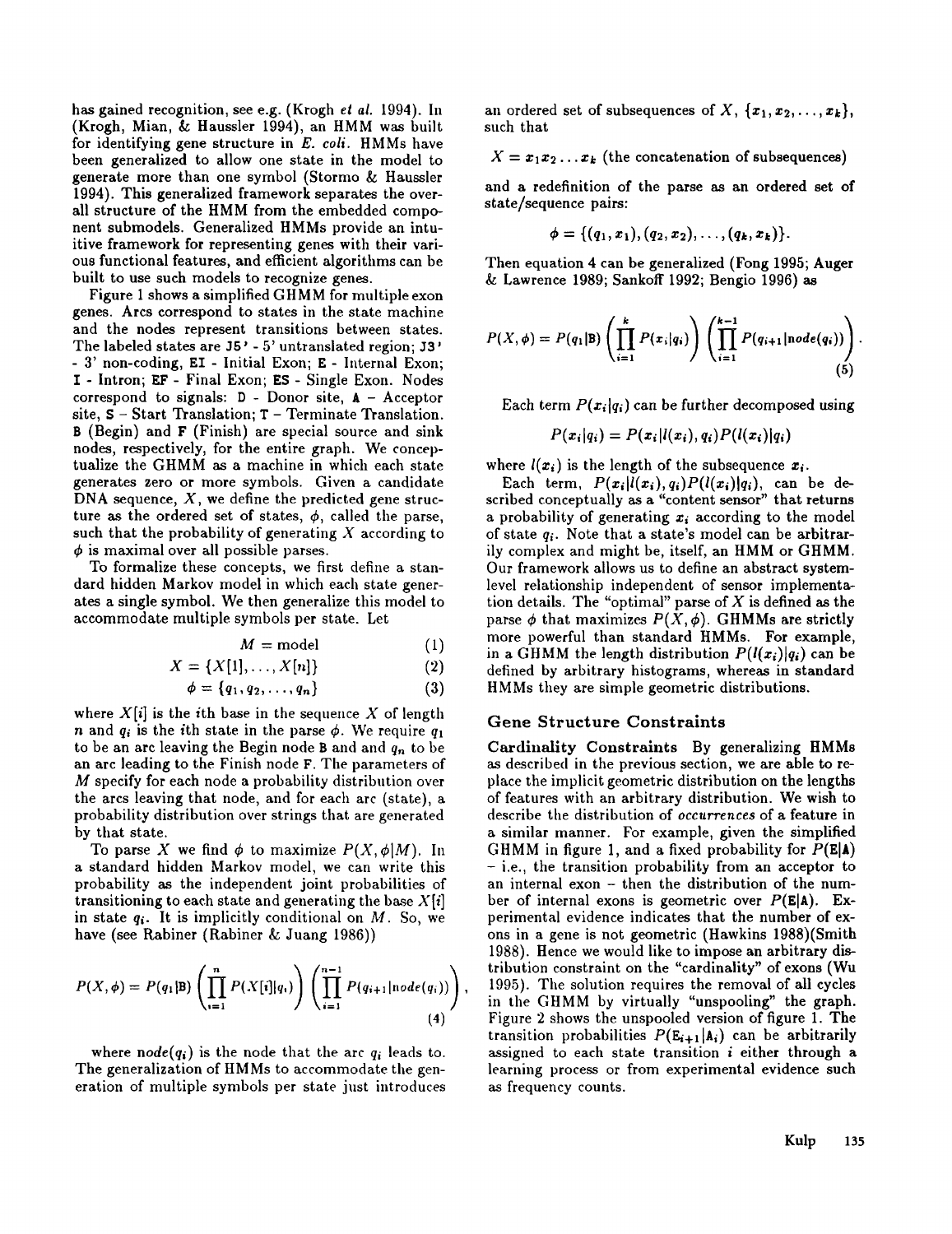has gained recognition, see e.g. (Krogh *et al.* 1994). In (Krogh, Mian, & Haussler 1994), an HMM was built for identifying gene structure in *E. coli*. HMMs have been generalized to allow one state in the model to generate more than one symbol (Stormo & Haussler 1994). This generalized framework separates the overall structure of the HMM from the embedded component submodels. Generalized HMMs provide an intuitive framework for representing genes with their various functional features, and efficient algorithms can be built to use such models to recognize genes.

Figure 1 shows a simplified GHMM for multiple exon genes. Arcs correspond to states in the state machine and the nodes represent transitions between states. The labeled states are J5' - 5' untranslated region; J3' - 3' non-coding, EI - Initial Exon; E - Internal Exon; I - Intron; EF - Final Exon; ES - Single Exon. Nodes correspond to signals: D - Donor site, A – Acceptor site, S – Start Translation; T – Terminate Translation. B (Begin) and F (Finish) are special source and sink nodes, respectively, for the entire graph. We conceptualize the GHMM as a machine in which each state generates zero or more symbols. Given a candidate DNA sequence, $X$, we define the predicted gene structure as the ordered set of states, $\phi$, called the parse, such that the probability of generating $X$ according to $\phi$ is maximal over all possible parses.

To formalize these concepts, we first define a standard hidden Markov model in which each state generates a single symbol. We then generalize this model to accommodate multiple symbols per state. Let

$$M = \text{model} \tag{1}$$

$$X = \{X[1], \ldots, X[n]\} \tag{2}$$

$$\phi = \{q_1, q_2, \ldots, q_n\} \tag{3}$$

where $X[i]$ is the $i$th base in the sequence $X$ of length $n$ and $q_i$ is the $i$th state in the parse $\phi$. We require $q_1$ to be an arc leaving the Begin node B and and $q_n$ to be an arc leading to the Finish node F. The parameters of $M$ specify for each node a probability distribution over the arcs leaving that node, and for each arc (state), a probability distribution over strings that are generated by that state.

To parse $X$ we find $\phi$ to maximize $P(X, \phi|M)$. In a standard hidden Markov model, we can write this probability as the independent joint probabilities of transitioning to each state and generating the base $X[i]$ in state $q_i$. It is implicitly conditional on $M$. So, we have (see Rabiner (Rabiner & Juang 1986))

$$P(X,\phi) = P(q_1|\text{B}) \left( \prod_{i=1}^{n} P(X[i]|q_i) \right) \left( \prod_{i=1}^{n-1} P(q_{i+1}|node(q_i)) \right), \tag{4}$$

where $node(q_i)$ is the node that the arc $q_i$ leads to. The generalization of HMMs to accommodate the generation of multiple symbols per state just introduces an ordered set of subsequences of $X$, $\{x_1, x_2, \ldots, x_k\}$, such that

$X = x_1 x_2 \ldots x_k$ (the concatenation of subsequences)

and a redefinition of the parse as an ordered set of state/sequence pairs:

$$\phi = \{(q_1, x_1), (q_2, x_2), \ldots, (q_k, x_k)\}.$$

Then equation 4 can be generalized (Fong 1995; Auger & Lawrence 1989; Sankoff 1992; Bengio 1996) as

$$P(X,\phi) = P(q_1|\text{B}) \left( \prod_{i=1}^{k} P(x_i|q_i) \right) \left( \prod_{i=1}^{k-1} P(q_{i+1}|node(q_i)) \right). \tag{5}$$

Each term $P(x_i|q_i)$ can be further decomposed using

$$P(x_i|q_i) = P(x_i|l(x_i), q_i) P(l(x_i)|q_i)$$

where $l(x_i)$ is the length of the subsequence $x_i$.

Each term, $P(x_i|l(x_i), q_i)P(l(x_i)|q_i)$, can be described conceptually as a "content sensor" that returns a probability of generating $x_i$ according to the model of state $q_i$. Note that a state's model can be arbitrarily complex and might be, itself, an HMM or GHMM. Our framework allows us to define an abstract system-level relationship independent of sensor implementation details. The "optimal" parse of $X$ is defined as the parse $\phi$ that maximizes $P(X, \phi)$. GHMMs are strictly more powerful than standard HMMs. For example, in a GHMM the length distribution $P(l(x_i)|q_i)$ can be defined by arbitrary histograms, whereas in standard HMMs they are simple geometric distributions.

## Gene Structure Constraints

**Cardinality Constraints** By generalizing HMMs as described in the previous section, we are able to replace the implicit geometric distribution on the lengths of features with an arbitrary distribution. We wish to describe the distribution of *occurrences* of a feature in a similar manner. For example, given the simplified GHMM in figure 1, and a fixed probability for $P(\text{E}|\text{A})$ – i.e., the transition probability from an acceptor to an internal exon – then the distribution of the number of internal exons is geometric over $P(\text{E}|\text{A})$. Experimental evidence indicates that the number of exons in a gene is not geometric (Hawkins 1988)(Smith 1988). Hence we would like to impose an arbitrary distribution constraint on the "cardinality" of exons (Wu 1995). The solution requires the removal of all cycles in the GHMM by virtually "unspooling" the graph. Figure 2 shows the unspooled version of figure 1. The transition probabilities $P(\text{E}_{i+1}|\text{A}_i)$ can be arbitrarily assigned to each state transition $i$ either through a learning process or from experimental evidence such as frequency counts.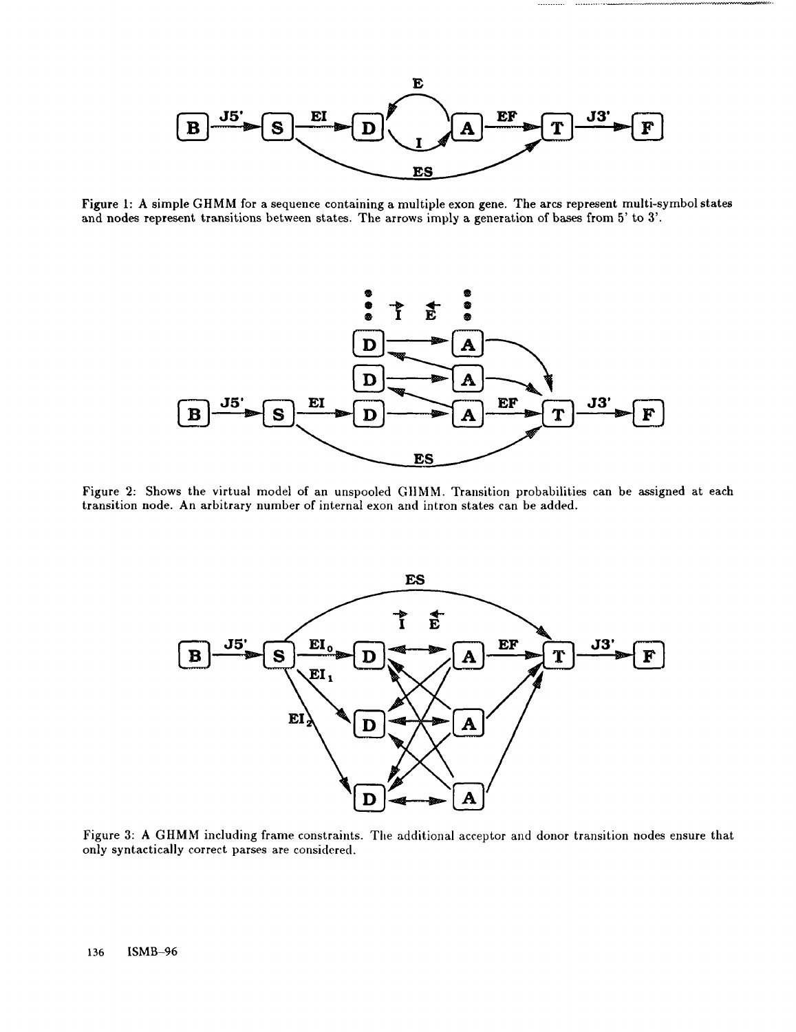Figure 1: A simple GHMM for a sequence containing a multiple exon gene. The arcs represent multi-symbol states and nodes represent transitions between states. The arrows imply a generation of bases from 5' to 3'.

Figure 2: Shows the virtual model of an unspooled GHMM. Transition probabilities can be assigned at each transition node. An arbitrary number of internal exon and intron states can be added.

Figure 3: A GHMM including frame constraints. The additional acceptor and donor transition nodes ensure that only syntactically correct parses are considered.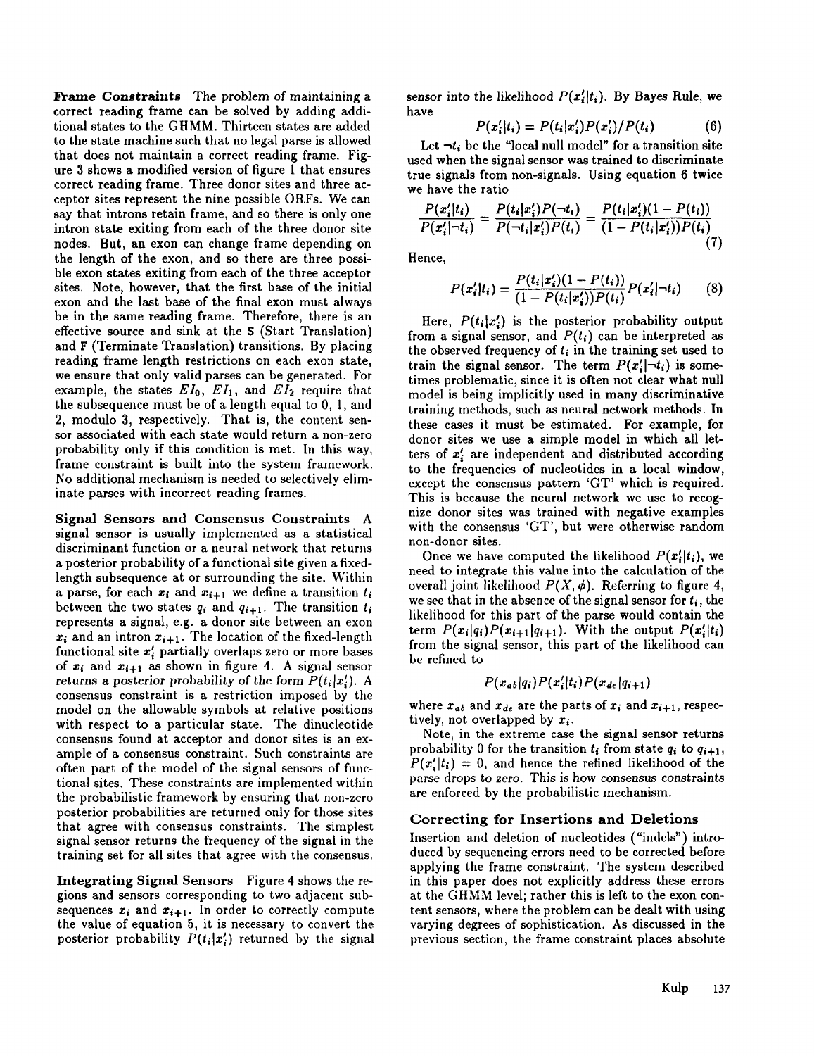**Frame Constraints** The problem of maintaining a correct reading frame can be solved by adding additional states to the GHMM. Thirteen states are added to the state machine such that no legal parse is allowed that does not maintain a correct reading frame. Figure 3 shows a modified version of figure 1 that ensures correct reading frame. Three donor sites and three acceptor sites represent the nine possible ORFs. We can say that introns retain frame, and so there is only one intron state exiting from each of the three donor site nodes. But, an exon can change frame depending on the length of the exon, and so there are three possible exon states exiting from each of the three acceptor sites. Note, however, that the first base of the initial exon and the last base of the final exon must always be in the same reading frame. Therefore, there is an effective source and sink at the S (Start Translation) and F (Terminate Translation) transitions. By placing reading frame length restrictions on each exon state, we ensure that only valid parses can be generated. For example, the states $EI_0$, $EI_1$, and $EI_2$ require that the subsequence must be of a length equal to 0, 1, and 2, modulo 3, respectively. That is, the content sensor associated with each state would return a non-zero probability only if this condition is met. In this way, frame constraint is built into the system framework. No additional mechanism is needed to selectively eliminate parses with incorrect reading frames.

**Signal Sensors and Consensus Constraints** A signal sensor is usually implemented as a statistical discriminant function or a neural network that returns a posterior probability of a functional site given a fixed-length subsequence at or surrounding the site. Within a parse, for each $x_i$ and $x_{i+1}$ we define a transition $t_i$ between the two states $q_i$ and $q_{i+1}$. The transition $t_i$ represents a signal, e.g. a donor site between an exon $x_i$ and an intron $x_{i+1}$. The location of the fixed-length functional site $x'_i$ partially overlaps zero or more bases of $x_i$ and $x_{i+1}$ as shown in figure 4. A signal sensor returns a posterior probability of the form $P(t_i|x'_i)$. A consensus constraint is a restriction imposed by the model on the allowable symbols at relative positions with respect to a particular state. The dinucleotide consensus found at acceptor and donor sites is an example of a consensus constraint. Such constraints are often part of the model of the signal sensors of functional sites. These constraints are implemented within the probabilistic framework by ensuring that non-zero posterior probabilities are returned only for those sites that agree with consensus constraints. The simplest signal sensor returns the frequency of the signal in the training set for all sites that agree with the consensus.

**Integrating Signal Sensors** Figure 4 shows the regions and sensors corresponding to two adjacent subsequences $x_i$ and $x_{i+1}$. In order to correctly compute the value of equation 5, it is necessary to convert the posterior probability $P(t_i|x'_i)$ returned by the signal sensor into the likelihood $P(x'_i|t_i)$. By Bayes Rule, we have

$$P(x'_i|t_i) = P(t_i|x'_i)P(x'_i)/P(t_i) \tag{6}$$

Let $\neg t_i$ be the "local null model" for a transition site used when the signal sensor was trained to discriminate true signals from non-signals. Using equation 6 twice we have the ratio

$$\frac{P(x'_i|t_i)}{P(x'_i|\neg t_i)} = \frac{P(t_i|x'_i)P(\neg t_i)}{P(\neg t_i|x'_i)P(t_i)} = \frac{P(t_i|x'_i)(1 - P(t_i))}{(1 - P(t_i|x'_i))P(t_i)} \tag{7}$$

Hence,

$$P(x'_i|t_i) = \frac{P(t_i|x'_i)(1 - P(t_i))}{(1 - P(t_i|x'_i))P(t_i)} P(x'_i|\neg t_i) \tag{8}$$

Here, $P(t_i|x'_i)$ is the posterior probability output from a signal sensor, and $P(t_i)$ can be interpreted as the observed frequency of $t_i$ in the training set used to train the signal sensor. The term $P(x'_i|\neg t_i)$ is sometimes problematic, since it is often not clear what null model is being implicitly used in many discriminative training methods, such as neural network methods. In these cases it must be estimated. For example, for donor sites we use a simple model in which all letters of $x'_i$ are independent and distributed according to the frequencies of nucleotides in a local window, except the consensus pattern 'GT' which is required. This is because the neural network we use to recognize donor sites was trained with negative examples with the consensus 'GT', but were otherwise random non-donor sites.

Once we have computed the likelihood $P(x'_i|t_i)$, we need to integrate this value into the calculation of the overall joint likelihood $P(X, \phi)$. Referring to figure 4, we see that in the absence of the signal sensor for $t_i$, the likelihood for this part of the parse would contain the term $P(x_i|q_i)P(x_{i+1}|q_{i+1})$. With the output $P(x'_i|t_i)$ from the signal sensor, this part of the likelihood can be refined to

$$P(x_{ab}|q_i)P(x'_i|t_i)P(x_{de}|q_{i+1})$$

where $x_{ab}$ and $x_{de}$ are the parts of $x_i$ and $x_{i+1}$, respectively, not overlapped by $x'_i$.

Note, in the extreme case the signal sensor returns probability 0 for the transition $t_i$ from state $q_i$ to $q_{i+1}$, $P(x'_i|t_i) = 0$, and hence the refined likelihood of the parse drops to zero. This is how consensus constraints are enforced by the probabilistic mechanism.

## Correcting for Insertions and Deletions

Insertion and deletion of nucleotides ("indels") introduced by sequencing errors need to be corrected before applying the frame constraint. The system described in this paper does not explicitly address these errors at the GHMM level; rather this is left to the exon content sensors, where the problem can be dealt with using varying degrees of sophistication. As discussed in the previous section, the frame constraint places absolute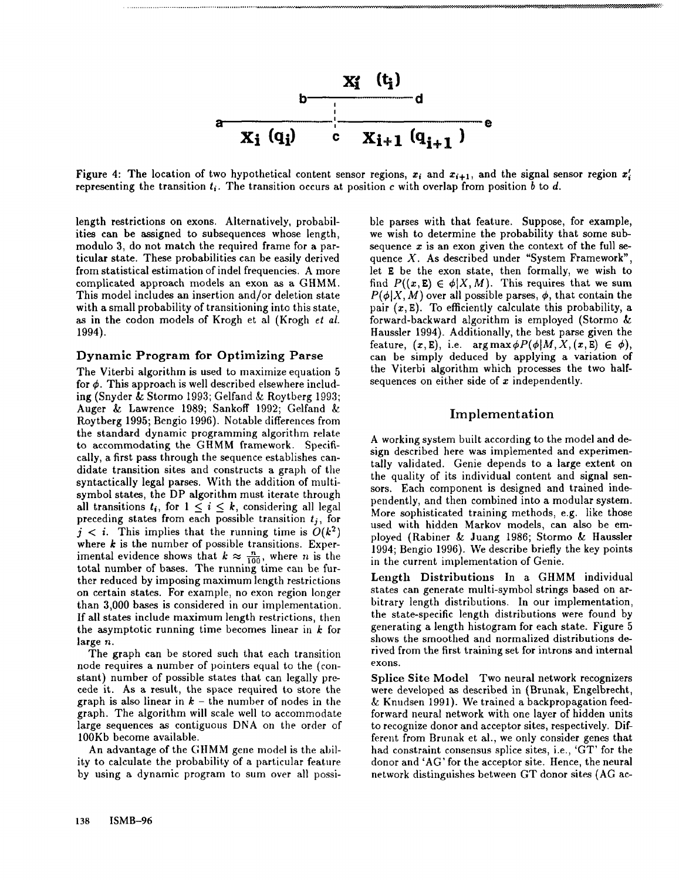Figure 4: The location of two hypothetical content sensor regions, $x_i$ and $x_{i+1}$, and the signal sensor region $x_i'$ representing the transition $t_i$. The transition occurs at position $c$ with overlap from position $b$ to $d$.

length restrictions on exons. Alternatively, probabilities can be assigned to subsequences whose length, modulo 3, do not match the required frame for a particular state. These probabilities can be easily derived from statistical estimation of indel frequencies. A more complicated approach models an exon as a GHMM. This model includes an insertion and/or deletion state with a small probability of transitioning into this state, as in the codon models of Krogh et al (Krogh *et al.* 1994).

## Dynamic Program for Optimizing Parse

The Viterbi algorithm is used to maximize equation 5 for $\phi$. This approach is well described elsewhere including (Snyder & Stormo 1993; Gelfand & Roytberg 1993; Auger & Lawrence 1989; Sankoff 1992; Gelfand & Roytberg 1995; Bengio 1996). Notable differences from the standard dynamic programming algorithm relate to accommodating the GHMM framework. Specifically, a first pass through the sequence establishes candidate transition sites and constructs a graph of the syntactically legal parses. With the addition of multi-symbol states, the DP algorithm must iterate through all transitions $t_i$, for $1 \leq i \leq k$, considering all legal preceding states from each possible transition $t_j$, for $j < i$. This implies that the running time is $O(k^2)$ where $k$ is the number of possible transitions. Experimental evidence shows that $k \approx \frac{n}{100}$, where $n$ is the total number of bases. The running time can be further reduced by imposing maximum length restrictions on certain states. For example, no exon region longer than 3,000 bases is considered in our implementation. If all states include maximum length restrictions, then the asymptotic running time becomes linear in $k$ for large $n$.

The graph can be stored such that each transition node requires a number of pointers equal to the (constant) number of possible states that can legally precede it. As a result, the space required to store the graph is also linear in $k$ – the number of nodes in the graph. The algorithm will scale well to accommodate large sequences as contiguous DNA on the order of 100Kb become available.

An advantage of the GHMM gene model is the ability to calculate the probability of a particular feature by using a dynamic program to sum over all possible parses with that feature. Suppose, for example, we wish to determine the probability that some subsequence $x$ is an exon given the context of the full sequence $X$. As described under "System Framework", let E be the exon state, then formally, we wish to find $P((x, \mathrm{E}) \in \phi | X, M)$. This requires that we sum $P(\phi|X, M)$ over all possible parses, $\phi$, that contain the pair $(x, \mathrm{E})$. To efficiently calculate this probability, a forward-backward algorithm is employed (Stormo & Haussler 1994). Additionally, the best parse given the feature, $(x, \mathrm{E})$, i.e. $\arg\max \phi P(\phi|M, X, (x, \mathrm{E}) \in \phi)$, can be simply deduced by applying a variation of the Viterbi algorithm which processes the two half-sequences on either side of $x$ independently.

## Implementation

A working system built according to the model and design described here was implemented and experimentally validated. Genie depends to a large extent on the quality of its individual content and signal sensors. Each component is designed and trained independently, and then combined into a modular system. More sophisticated training methods, e.g. like those used with hidden Markov models, can also be employed (Rabiner & Juang 1986; Stormo & Haussler 1994; Bengio 1996). We describe briefly the key points in the current implementation of Genie.

**Length Distributions** In a GHMM individual states can generate multi-symbol strings based on arbitrary length distributions. In our implementation, the state-specific length distributions were found by generating a length histogram for each state. Figure 5 shows the smoothed and normalized distributions derived from the first training set for introns and internal exons.

**Splice Site Model** Two neural network recognizers were developed as described in (Brunak, Engelbrecht, & Knudsen 1991). We trained a backpropagation feed-forward neural network with one layer of hidden units to recognize donor and acceptor sites, respectively. Different from Brunak et al., we only consider genes that had constraint consensus splice sites, i.e., 'GT' for the donor and 'AG' for the acceptor site. Hence, the neural network distinguishes between GT donor sites (AG ac-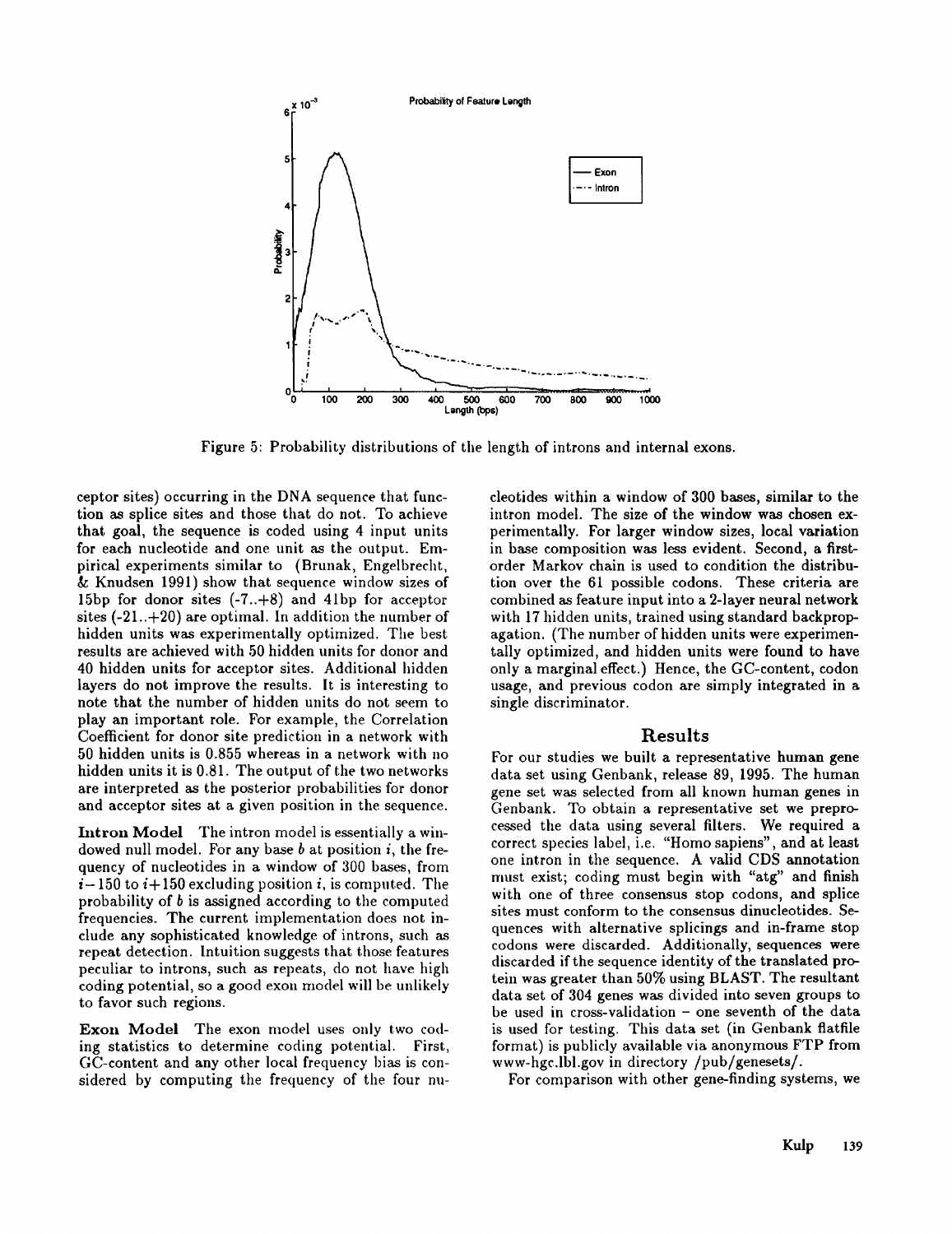Figure 5: Probability distributions of the length of introns and internal exons.

ceptor sites) occurring in the DNA sequence that function as splice sites and those that do not. To achieve that goal, the sequence is coded using 4 input units for each nucleotide and one unit as the output. Empirical experiments similar to (Brunak, Engelbrecht, & Knudsen 1991) show that sequence window sizes of 15bp for donor sites (-7..+8) and 41bp for acceptor sites (-21..+20) are optimal. In addition the number of hidden units was experimentally optimized. The best results are achieved with 50 hidden units for donor and 40 hidden units for acceptor sites. Additional hidden layers do not improve the results. It is interesting to note that the number of hidden units do not seem to play an important role. For example, the Correlation Coefficient for donor site prediction in a network with 50 hidden units is 0.855 whereas in a network with no hidden units it is 0.81. The output of the two networks are interpreted as the posterior probabilities for donor and acceptor sites at a given position in the sequence.

**Intron Model** The intron model is essentially a windowed null model. For any base $b$ at position $i$, the frequency of nucleotides in a window of 300 bases, from $i-150$ to $i+150$ excluding position $i$, is computed. The probability of $b$ is assigned according to the computed frequencies. The current implementation does not include any sophisticated knowledge of introns, such as repeat detection. Intuition suggests that those features peculiar to introns, such as repeats, do not have high coding potential, so a good exon model will be unlikely to favor such regions.

**Exon Model** The exon model uses only two coding statistics to determine coding potential. First, GC-content and any other local frequency bias is considered by computing the frequency of the four nucleotides within a window of 300 bases, similar to the intron model. The size of the window was chosen experimentally. For larger window sizes, local variation in base composition was less evident. Second, a first-order Markov chain is used to condition the distribution over the 61 possible codons. These criteria are combined as feature input into a 2-layer neural network with 17 hidden units, trained using standard backpropagation. (The number of hidden units were experimentally optimized, and hidden units were found to have only a marginal effect.) Hence, the GC-content, codon usage, and previous codon are simply integrated in a single discriminator.

## Results

For our studies we built a representative human gene data set using Genbank, release 89, 1995. The human gene set was selected from all known human genes in Genbank. To obtain a representative set we preprocessed the data using several filters. We required a correct species label, i.e. "Homo sapiens", and at least one intron in the sequence. A valid CDS annotation must exist; coding must begin with "atg" and finish with one of three consensus stop codons, and splice sites must conform to the consensus dinucleotides. Sequences with alternative splicings and in-frame stop codons were discarded. Additionally, sequences were discarded if the sequence identity of the translated protein was greater than 50% using BLAST. The resultant data set of 304 genes was divided into seven groups to be used in cross-validation – one seventh of the data is used for testing. This data set (in Genbank flatfile format) is publicly available via anonymous FTP from www-hgc.lbl.gov in directory /pub/genesets/.

For comparison with other gene-finding systems, we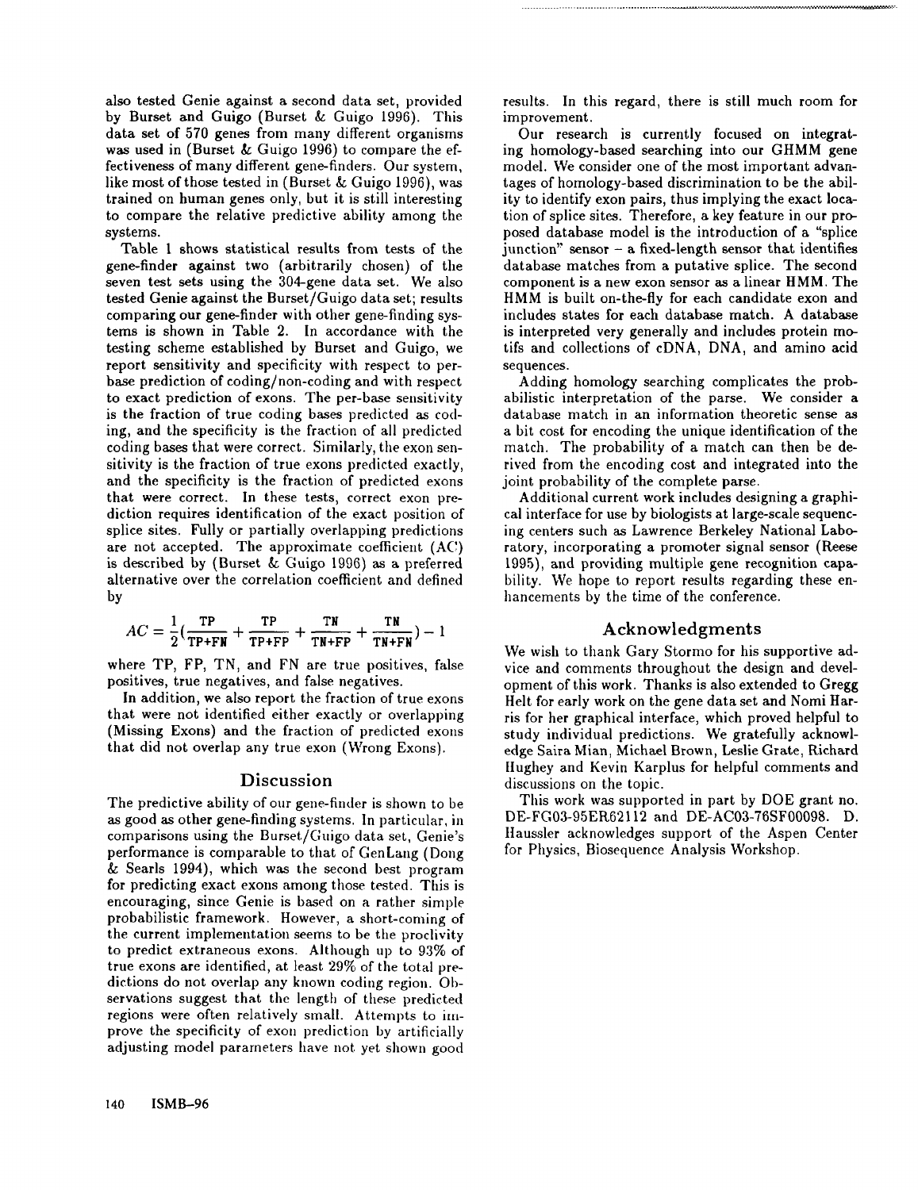also tested Genie against a second data set, provided by Burset and Guigo (Burset & Guigo 1996). This data set of 570 genes from many different organisms was used in (Burset & Guigo 1996) to compare the effectiveness of many different gene-finders. Our system, like most of those tested in (Burset & Guigo 1996), was trained on human genes only, but it is still interesting to compare the relative predictive ability among the systems.

Table 1 shows statistical results from tests of the gene-finder against two (arbitrarily chosen) of the seven test sets using the 304-gene data set. We also tested Genie against the Burset/Guigo data set; results comparing our gene-finder with other gene-finding systems is shown in Table 2. In accordance with the testing scheme established by Burset and Guigo, we report sensitivity and specificity with respect to per-base prediction of coding/non-coding and with respect to exact prediction of exons. The per-base sensitivity is the fraction of true coding bases predicted as coding, and the specificity is the fraction of all predicted coding bases that were correct. Similarly, the exon sensitivity is the fraction of true exons predicted exactly, and the specificity is the fraction of predicted exons that were correct. In these tests, correct exon prediction requires identification of the exact position of splice sites. Fully or partially overlapping predictions are not accepted. The approximate coefficient (AC) is described by (Burset & Guigo 1996) as a preferred alternative over the correlation coefficient and defined by

$$AC = \frac{1}{2}\left(\frac{TP}{TP+FN} + \frac{TP}{TP+FP} + \frac{TN}{TN+FP} + \frac{TN}{TN+FN}\right) - 1$$

where TP, FP, TN, and FN are true positives, false positives, true negatives, and false negatives.

In addition, we also report the fraction of true exons that were not identified either exactly or overlapping (Missing Exons) and the fraction of predicted exons that did not overlap any true exon (Wrong Exons).

## Discussion

The predictive ability of our gene-finder is shown to be as good as other gene-finding systems. In particular, in comparisons using the Burset/Guigo data set, Genie's performance is comparable to that of GenLang (Dong & Searls 1994), which was the second best program for predicting exact exons among those tested. This is encouraging, since Genie is based on a rather simple probabilistic framework. However, a short-coming of the current implementation seems to be the proclivity to predict extraneous exons. Although up to 93% of true exons are identified, at least 29% of the total predictions do not overlap any known coding region. Observations suggest that the length of these predicted regions were often relatively small. Attempts to improve the specificity of exon prediction by artificially adjusting model parameters have not yet shown good results. In this regard, there is still much room for improvement.

Our research is currently focused on integrating homology-based searching into our GHMM gene model. We consider one of the most important advantages of homology-based discrimination to be the ability to identify exon pairs, thus implying the exact location of splice sites. Therefore, a key feature in our proposed database model is the introduction of a "splice junction" sensor – a fixed-length sensor that identifies database matches from a putative splice. The second component is a new exon sensor as a linear HMM. The HMM is built on-the-fly for each candidate exon and includes states for each database match. A database is interpreted very generally and includes protein motifs and collections of cDNA, DNA, and amino acid sequences.

Adding homology searching complicates the probabilistic interpretation of the parse. We consider a database match in an information theoretic sense as a bit cost for encoding the unique identification of the match. The probability of a match can then be derived from the encoding cost and integrated into the joint probability of the complete parse.

Additional current work includes designing a graphical interface for use by biologists at large-scale sequencing centers such as Lawrence Berkeley National Laboratory, incorporating a promoter signal sensor (Reese 1995), and providing multiple gene recognition capability. We hope to report results regarding these enhancements by the time of the conference.

## Acknowledgments

We wish to thank Gary Stormo for his supportive advice and comments throughout the design and development of this work. Thanks is also extended to Gregg Helt for early work on the gene data set and Nomi Harris for her graphical interface, which proved helpful to study individual predictions. We gratefully acknowledge Saira Mian, Michael Brown, Leslie Grate, Richard Hughey and Kevin Karplus for helpful comments and discussions on the topic.

This work was supported in part by DOE grant no. DE-FG03-95ER62112 and DE-AC03-76SF00098. D. Haussler acknowledges support of the Aspen Center for Physics, Biosequence Analysis Workshop.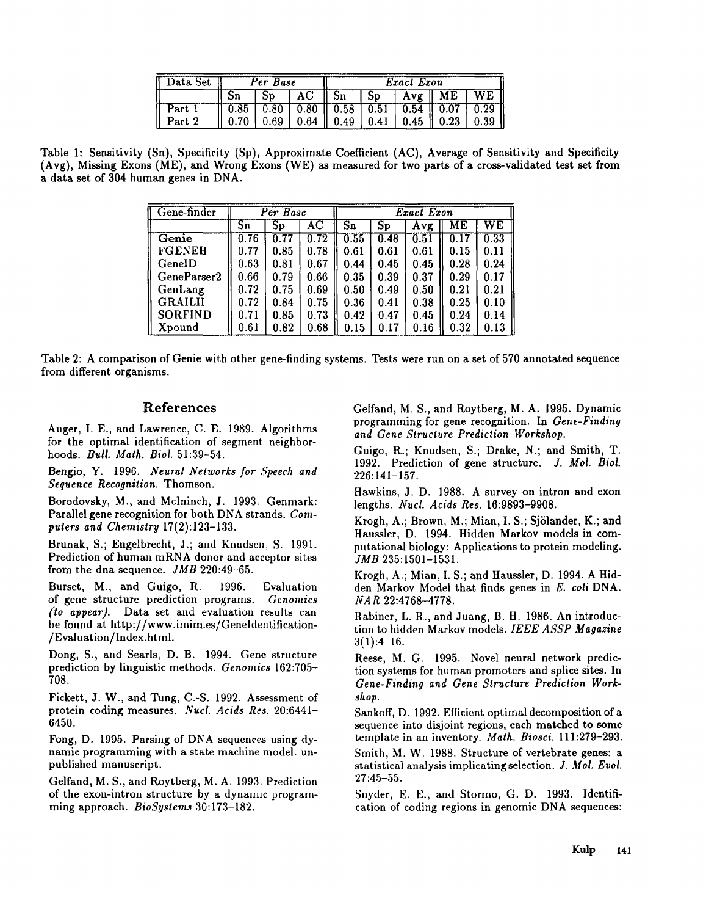| Data Set | Per Base | | | Exact Exon | | | | |
|---|---|---|---|---|---|---|---|---|
| | Sn | Sp | AC | Sn | Sp | Avg | ME | WE |
| Part 1 | 0.85 | 0.80 | 0.80 | 0.58 | 0.51 | 0.54 | 0.07 | 0.29 |
| Part 2 | 0.70 | 0.69 | 0.64 | 0.49 | 0.41 | 0.45 | 0.23 | 0.39 |

Table 1: Sensitivity (Sn), Specificity (Sp), Approximate Coefficient (AC), Average of Sensitivity and Specificity (Avg), Missing Exons (ME), and Wrong Exons (WE) as measured for two parts of a cross-validated test set from a data set of 304 human genes in DNA.

| Gene-finder | Per Base | | | Exact Exon | | | | |
|---|---|---|---|---|---|---|---|---|
| | Sn | Sp | AC | Sn | Sp | Avg | ME | WE |
| **Genie** | 0.76 | 0.77 | 0.72 | 0.55 | 0.48 | 0.51 | 0.17 | 0.33 |
| FGENEH | 0.77 | 0.85 | 0.78 | 0.61 | 0.61 | 0.61 | 0.15 | 0.11 |
| GeneID | 0.63 | 0.81 | 0.67 | 0.44 | 0.45 | 0.45 | 0.28 | 0.24 |
| GeneParser2 | 0.66 | 0.79 | 0.66 | 0.35 | 0.39 | 0.37 | 0.29 | 0.17 |
| GenLang | 0.72 | 0.75 | 0.69 | 0.50 | 0.49 | 0.50 | 0.21 | 0.21 |
| GRAILII | 0.72 | 0.84 | 0.75 | 0.36 | 0.41 | 0.38 | 0.25 | 0.10 |
| SORFIND | 0.71 | 0.85 | 0.73 | 0.42 | 0.47 | 0.45 | 0.24 | 0.14 |
| Xpound | 0.61 | 0.82 | 0.68 | 0.15 | 0.17 | 0.16 | 0.32 | 0.13 |

Table 2: A comparison of Genie with other gene-finding systems. Tests were run on a set of 570 annotated sequence from different organisms.

## References

Auger, I. E., and Lawrence, C. E. 1989. Algorithms for the optimal identification of segment neighborhoods. *Bull. Math. Biol.* 51:39–54.

Bengio, Y. 1996. *Neural Networks for Speech and Sequence Recognition*. Thomson.

Borodovsky, M., and McIninch, J. 1993. Genmark: Parallel gene recognition for both DNA strands. *Computers and Chemistry* 17(2):123–133.

Brunak, S.; Engelbrecht, J.; and Knudsen, S. 1991. Prediction of human mRNA donor and acceptor sites from the dna sequence. *JMB* 220:49–65.

Burset, M., and Guigo, R. 1996. Evaluation of gene structure prediction programs. *Genomics (to appear)*. Data set and evaluation results can be found at http://www.imim.es/GeneIdentification-/Evaluation/Index.html.

Dong, S., and Searls, D. B. 1994. Gene structure prediction by linguistic methods. *Genomics* 162:705–708.

Fickett, J. W., and Tung, C.-S. 1992. Assessment of protein coding measures. *Nucl. Acids Res.* 20:6441–6450.

Fong, D. 1995. Parsing of DNA sequences using dynamic programming with a state machine model. unpublished manuscript.

Gelfand, M. S., and Roytberg, M. A. 1993. Prediction of the exon-intron structure by a dynamic programming approach. *BioSystems* 30:173–182.

Gelfand, M. S., and Roytberg, M. A. 1995. Dynamic programming for gene recognition. In *Gene-Finding and Gene Structure Prediction Workshop*.

Guigo, R.; Knudsen, S.; Drake, N.; and Smith, T. 1992. Prediction of gene structure. *J. Mol. Biol.* 226:141–157.

Hawkins, J. D. 1988. A survey on intron and exon lengths. *Nucl. Acids Res.* 16:9893–9908.

Krogh, A.; Brown, M.; Mian, I. S.; Sjölander, K.; and Haussler, D. 1994. Hidden Markov models in computational biology: Applications to protein modeling. *JMB* 235:1501–1531.

Krogh, A.; Mian, I. S.; and Haussler, D. 1994. A Hidden Markov Model that finds genes in *E. coli* DNA. *NAR* 22:4768–4778.

Rabiner, L. R., and Juang, B. H. 1986. An introduction to hidden Markov models. *IEEE ASSP Magazine* 3(1):4–16.

Reese, M. G. 1995. Novel neural network prediction systems for human promoters and splice sites. In *Gene-Finding and Gene Structure Prediction Workshop*.

Sankoff, D. 1992. Efficient optimal decomposition of a sequence into disjoint regions, each matched to some template in an inventory. *Math. Biosci.* 111:279–293.

Smith, M. W. 1988. Structure of vertebrate genes: a statistical analysis implicating selection. *J. Mol. Evol.* 27:45–55.

Snyder, E. E., and Stormo, G. D. 1993. Identification of coding regions in genomic DNA sequences: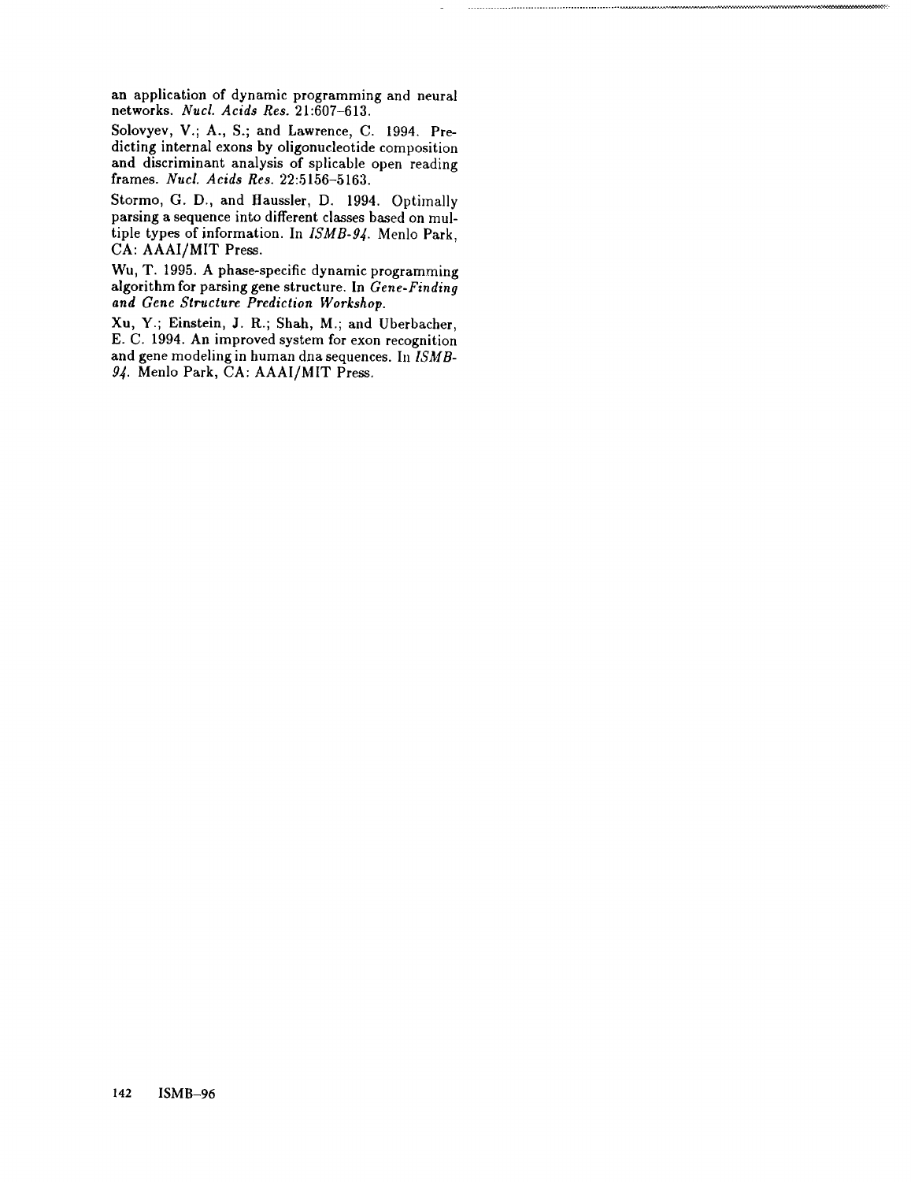an application of dynamic programming and neural networks. *Nucl. Acids Res.* 21:607–613.

Solovyev, V.; A., S.; and Lawrence, C. 1994. Predicting internal exons by oligonucleotide composition and discriminant analysis of splicable open reading frames. *Nucl. Acids Res.* 22:5156–5163.

Stormo, G. D., and Haussler, D. 1994. Optimally parsing a sequence into different classes based on multiple types of information. In *ISMB-94*. Menlo Park, CA: AAAI/MIT Press.

Wu, T. 1995. A phase-specific dynamic programming algorithm for parsing gene structure. In *Gene-Finding and Gene Structure Prediction Workshop.*

Xu, Y.; Einstein, J. R.; Shah, M.; and Uberbacher, E. C. 1994. An improved system for exon recognition and gene modeling in human dna sequences. In *ISMB-94*. Menlo Park, CA: AAAI/MIT Press.